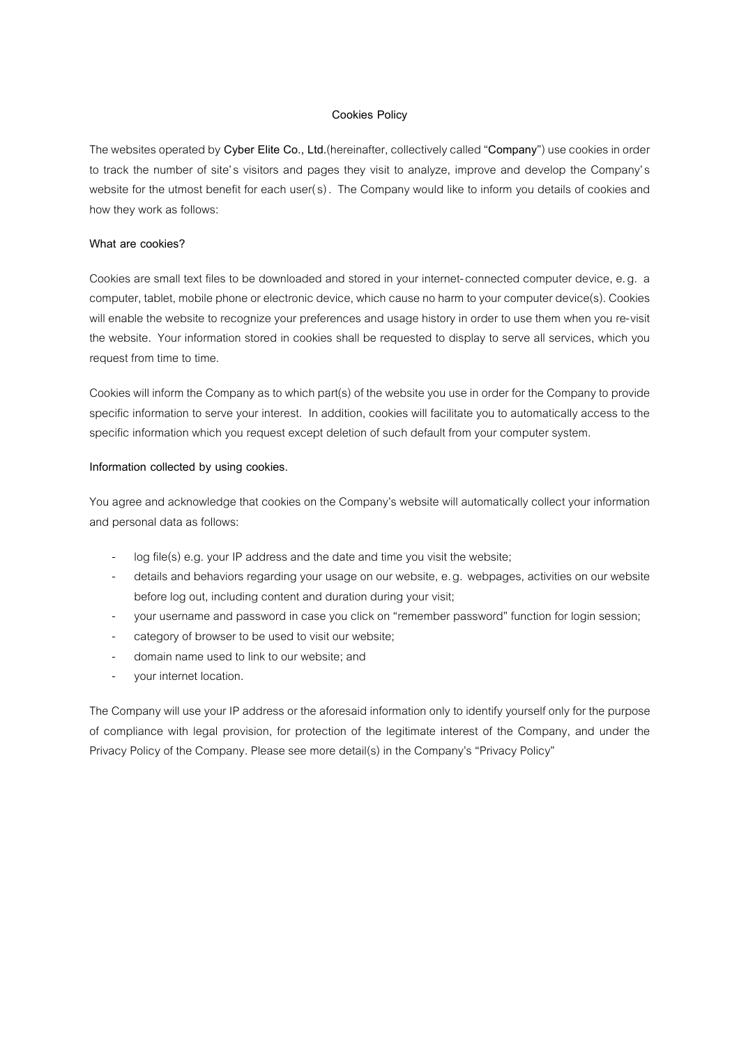# Cookies Policy

The websites operated by **Cyber Elite Co., Ltd.**(hereinafter, collectively called "**Company**") use cookies in order to track the number of site's visitors and pages they visit to analyze, improve and develop the Company's website for the utmost benefit for each user(s). The Company would like to inform you details of cookies and how they work as follows:

## What are cookies?

Cookies are small text files to be downloaded and stored in your internet-connected computer device, e.g. a computer, tablet, mobile phone or electronic device, which cause no harm to your computer device(s). Cookies will enable the website to recognize your preferences and usage history in order to use them when you re-visit the website. Your information stored in cookies shall be requested to display to serve all services, which you request from time to time.

Cookies will inform the Company as to which part(s) of the website you use in order for the Company to provide specific information to serve your interest. In addition, cookies will facilitate you to automatically access to the specific information which you request except deletion of such default from your computer system.

## Information collected by using cookies.

You agree and acknowledge that cookies on the Company's website will automatically collect your information and personal data as follows:

- log file(s) e.g. your IP address and the date and time you visit the website;
- details and behaviors regarding your usage on our website, e.g. webpages, activities on our website before log out, including content and duration during your visit;
- your username and password in case you click on "remember password" function for login session;
- category of browser to be used to visit our website;
- domain name used to link to our website; and
- your internet location.

The Company will use your IP address or the aforesaid information only to identify yourself only for the purpose of compliance with legal provision, for protection of the legitimate interest of the Company, and under the Privacy Policy of the Company. Please see more detail(s) in the Company's "Privacy Policy"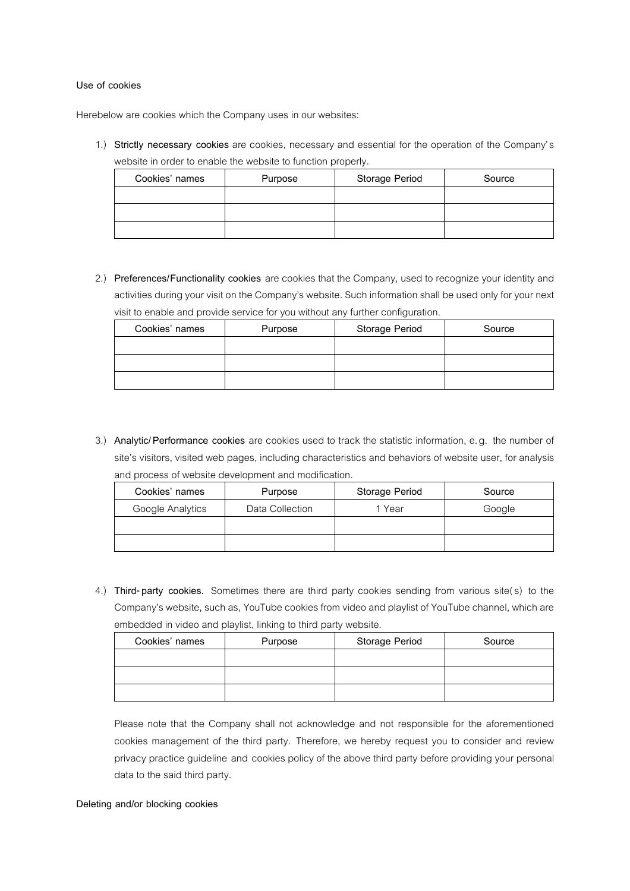**Use of cookies**

Herebelow are cookies which the Company uses in our websites:

1.) **Strictly necessary cookies** are cookies, necessary and essential for the operation of the Company's website in order to enable the website to function properly.

| Cookies' names | Purpose | Storage Period | Source |
|---|---|---|---|
| | | | |
| | | | |
| | | | |

2.) **Preferences/Functionality cookies** are cookies that the Company, used to recognize your identity and activities during your visit on the Company's website. Such information shall be used only for your next visit to enable and provide service for you without any further configuration.

| Cookies' names | Purpose | Storage Period | Source |
|---|---|---|---|
| | | | |
| | | | |
| | | | |

3.) **Analytic/Performance cookies** are cookies used to track the statistic information, e.g. the number of site's visitors, visited web pages, including characteristics and behaviors of website user, for analysis and process of website development and modification.

| Cookies' names | Purpose | Storage Period | Source |
|---|---|---|---|
| Google Analytics | Data Collection | 1 Year | Google |
| | | | |
| | | | |

4.) **Third-party cookies.** Sometimes there are third party cookies sending from various site(s) to the Company's website, such as, YouTube cookies from video and playlist of YouTube channel, which are embedded in video and playlist, linking to third party website.

| Cookies' names | Purpose | Storage Period | Source |
|---|---|---|---|
| | | | |
| | | | |
| | | | |

Please note that the Company shall not acknowledge and not responsible for the aforementioned cookies management of the third party. Therefore, we hereby request you to consider and review privacy practice guideline and cookies policy of the above third party before providing your personal data to the said third party.

**Deleting and/or blocking cookies**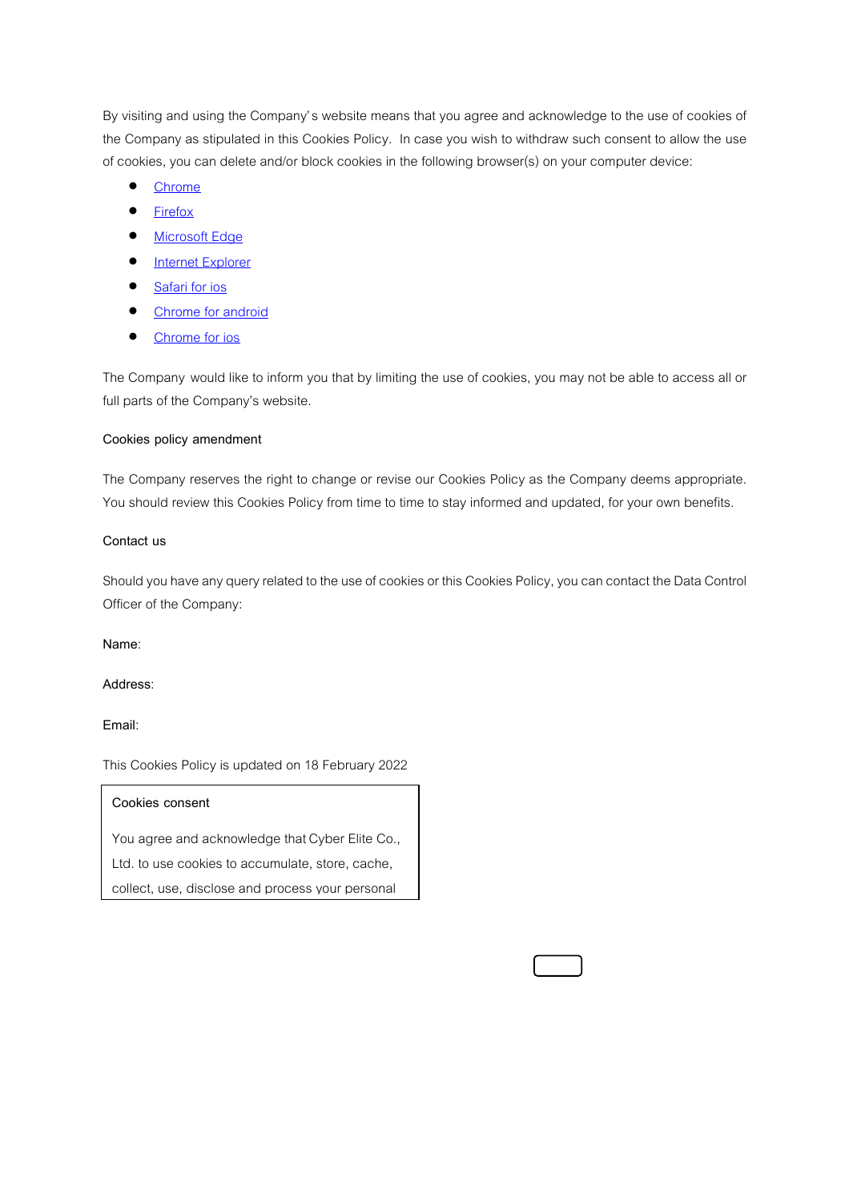By visiting and using the Company's website means that you agree and acknowledge to the use of cookies of the Company as stipulated in this Cookies Policy. In case you wish to withdraw such consent to allow the use of cookies, you can delete and/or block cookies in the following browser(s) on your computer device:

- Chrome
- Firefox
- Microsoft Edge
- Internet Explorer
- Safari for ios
- Chrome for android
- Chrome for ios

The Company would like to inform you that by limiting the use of cookies, you may not be able to access all or full parts of the Company's website.

### Cookies policy amendment

The Company reserves the right to change or revise our Cookies Policy as the Company deems appropriate. You should review this Cookies Policy from time to time to stay informed and updated, for your own benefits.

### Contact us

Should you have any query related to the use of cookies or this Cookies Policy, you can contact the Data Control Officer of the Company:

Name:

Address:

Email:

This Cookies Policy is updated on 18 February 2022

Cookies consent

You agree and acknowledge that Cyber Elite Co., Ltd. to use cookies to accumulate, store, cache, collect, use, disclose and process your personal